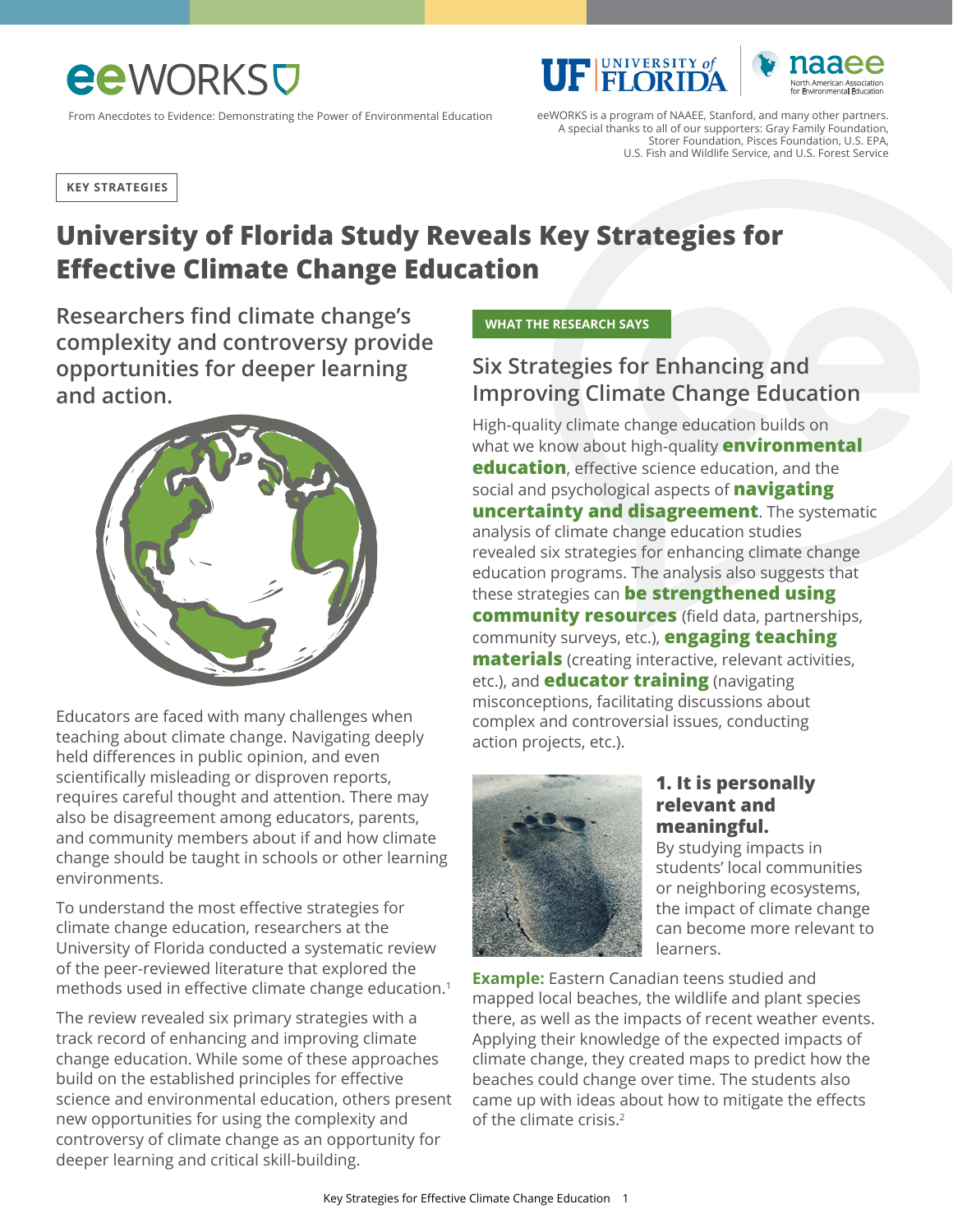eeWORKS

From Anecdotes to Evidence: Demonstrating the Power of Environmental Education

eeWORKS is a program of NAAEE, Stanford, and many other partners. A special thanks to all of our supporters: Gray Family Foundation, Storer Foundation, Pisces Foundation, U.S. EPA, U.S. Fish and Wildlife Service, and U.S. Forest Service

KEY STRATEGIES

# University of Florida Study Reveals Key Strategies for Effective Climate Change Education

## Researchers find climate change's complexity and controversy provide opportunities for deeper learning and action.

Educators are faced with many challenges when teaching about climate change. Navigating deeply held differences in public opinion, and even scientifically misleading or disproven reports, requires careful thought and attention. There may also be disagreement among educators, parents, and community members about if and how climate change should be taught in schools or other learning environments.

To understand the most effective strategies for climate change education, researchers at the University of Florida conducted a systematic review of the peer-reviewed literature that explored the methods used in effective climate change education.[1]

The review revealed six primary strategies with a track record of enhancing and improving climate change education. While some of these approaches build on the established principles for effective science and environmental education, others present new opportunities for using the complexity and controversy of climate change as an opportunity for deeper learning and critical skill-building.

WHAT THE RESEARCH SAYS

## Six Strategies for Enhancing and Improving Climate Change Education

High-quality climate change education builds on what we know about high-quality **environmental education**, effective science education, and the social and psychological aspects of **navigating uncertainty and disagreement**. The systematic analysis of climate change education studies revealed six strategies for enhancing climate change education programs. The analysis also suggests that these strategies can **be strengthened using community resources** (field data, partnerships, community surveys, etc.), **engaging teaching materials** (creating interactive, relevant activities, etc.), and **educator training** (navigating misconceptions, facilitating discussions about complex and controversial issues, conducting action projects, etc.).

### 1. It is personally relevant and meaningful.

By studying impacts in students' local communities or neighboring ecosystems, the impact of climate change can become more relevant to learners.

**Example:** Eastern Canadian teens studied and mapped local beaches, the wildlife and plant species there, as well as the impacts of recent weather events. Applying their knowledge of the expected impacts of climate change, they created maps to predict how the beaches could change over time. The students also came up with ideas about how to mitigate the effects of the climate crisis.[2]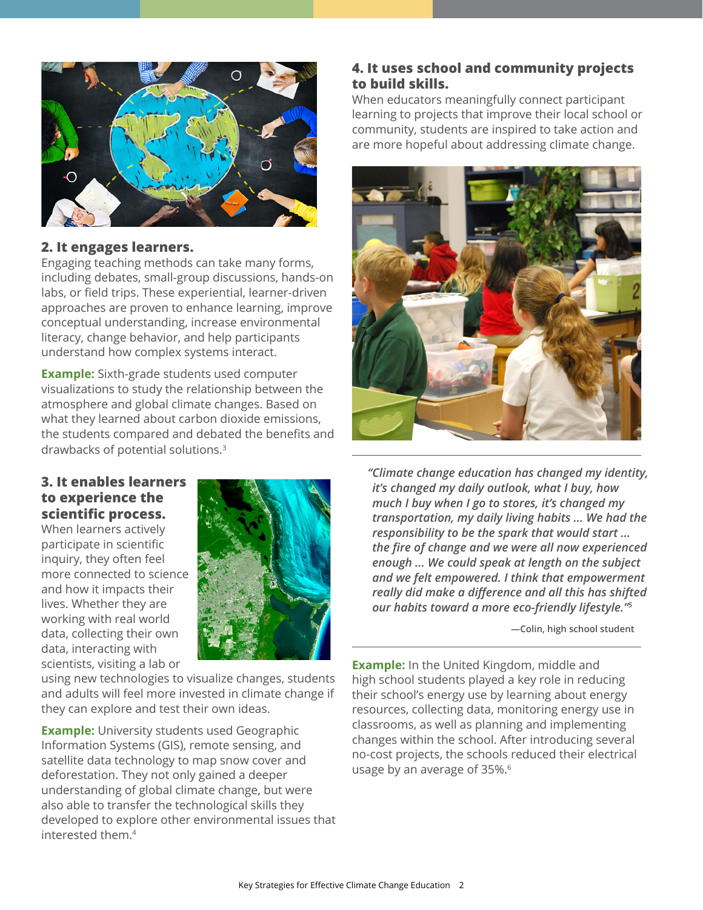## 2. It engages learners.

Engaging teaching methods can take many forms, including debates, small-group discussions, hands-on labs, or field trips. These experiential, learner-driven approaches are proven to enhance learning, improve conceptual understanding, increase environmental literacy, change behavior, and help participants understand how complex systems interact.

**Example:** Sixth-grade students used computer visualizations to study the relationship between the atmosphere and global climate changes. Based on what they learned about carbon dioxide emissions, the students compared and debated the benefits and drawbacks of potential solutions.[3]

## 3. It enables learners to experience the scientific process.

When learners actively participate in scientific inquiry, they often feel more connected to science and how it impacts their lives. Whether they are working with real world data, collecting their own data, interacting with scientists, visiting a lab or using new technologies to visualize changes, students and adults will feel more invested in climate change if they can explore and test their own ideas.

**Example:** University students used Geographic Information Systems (GIS), remote sensing, and satellite data technology to map snow cover and deforestation. They not only gained a deeper understanding of global climate change, but were also able to transfer the technological skills they developed to explore other environmental issues that interested them.[4]

## 4. It uses school and community projects to build skills.

When educators meaningfully connect participant learning to projects that improve their local school or community, students are inspired to take action and are more hopeful about addressing climate change.

> ***"Climate change education has changed my identity, it's changed my daily outlook, what I buy, how much I buy when I go to stores, it's changed my transportation, my daily living habits … We had the responsibility to be the spark that would start … the fire of change and we were all now experienced enough … We could speak at length on the subject and we felt empowered. I think that empowerment really did make a difference and all this has shifted our habits toward a more eco-friendly lifestyle."***[5]
>
> **—Colin, high school student**

**Example:** In the United Kingdom, middle and high school students played a key role in reducing their school's energy use by learning about energy resources, collecting data, monitoring energy use in classrooms, as well as planning and implementing changes within the school. After introducing several no-cost projects, the schools reduced their electrical usage by an average of 35%.[6]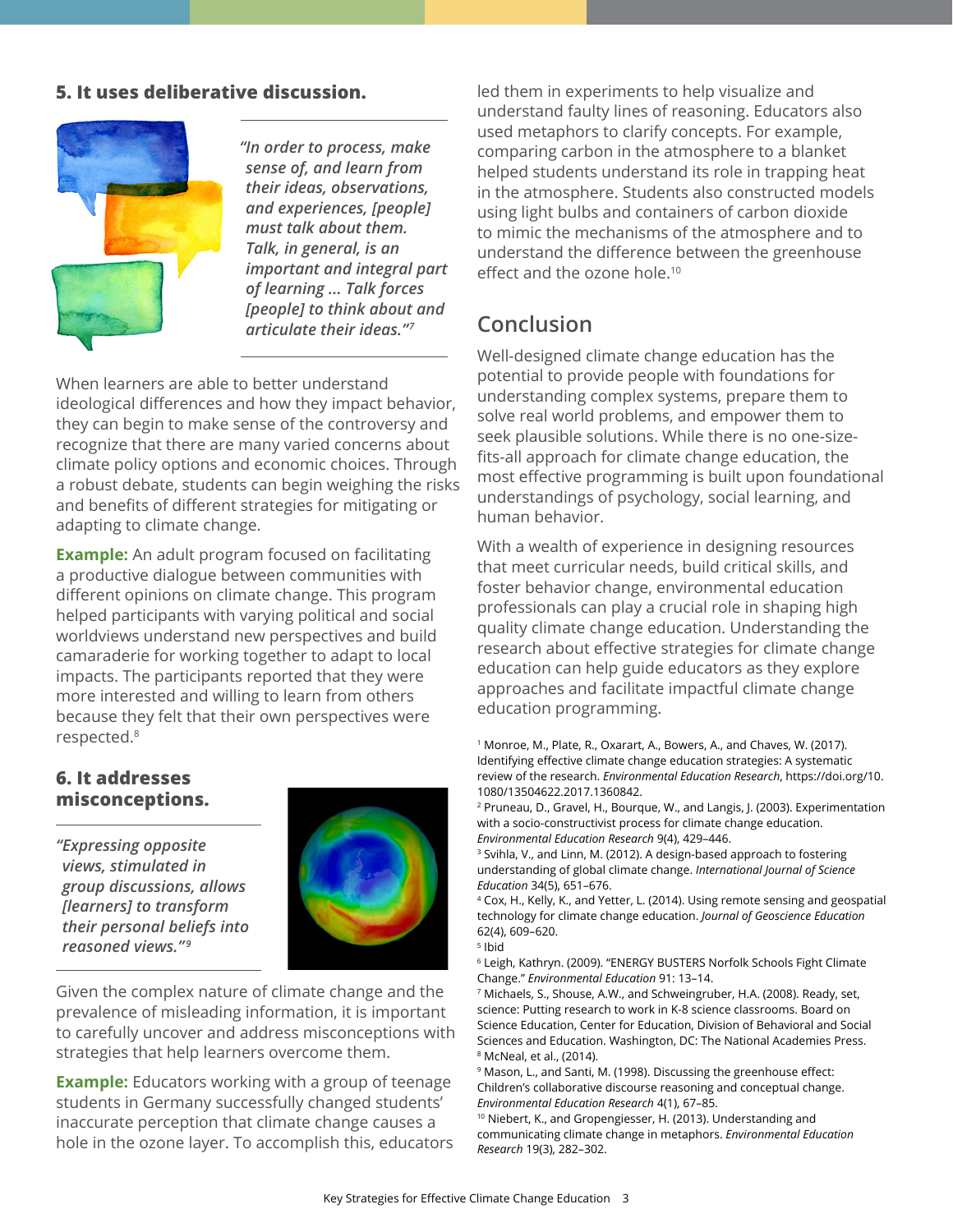### 5. It uses deliberative discussion.

> *"In order to process, make sense of, and learn from their ideas, observations, and experiences, [people] must talk about them. Talk, in general, is an important and integral part of learning ... Talk forces [people] to think about and articulate their ideas."*[7]

When learners are able to better understand ideological differences and how they impact behavior, they can begin to make sense of the controversy and recognize that there are many varied concerns about climate policy options and economic choices. Through a robust debate, students can begin weighing the risks and benefits of different strategies for mitigating or adapting to climate change.

**Example:** An adult program focused on facilitating a productive dialogue between communities with different opinions on climate change. This program helped participants with varying political and social worldviews understand new perspectives and build camaraderie for working together to adapt to local impacts. The participants reported that they were more interested and willing to learn from others because they felt that their own perspectives were respected.[8]

### 6. It addresses misconceptions.

> *"Expressing opposite views, stimulated in group discussions, allows [learners] to transform their personal beliefs into reasoned views."*[9]

Given the complex nature of climate change and the prevalence of misleading information, it is important to carefully uncover and address misconceptions with strategies that help learners overcome them.

**Example:** Educators working with a group of teenage students in Germany successfully changed students' inaccurate perception that climate change causes a hole in the ozone layer. To accomplish this, educators led them in experiments to help visualize and understand faulty lines of reasoning. Educators also used metaphors to clarify concepts. For example, comparing carbon in the atmosphere to a blanket helped students understand its role in trapping heat in the atmosphere. Students also constructed models using light bulbs and containers of carbon dioxide to mimic the mechanisms of the atmosphere and to understand the difference between the greenhouse effect and the ozone hole.[10]

## Conclusion

Well-designed climate change education has the potential to provide people with foundations for understanding complex systems, prepare them to solve real world problems, and empower them to seek plausible solutions. While there is no one-size-fits-all approach for climate change education, the most effective programming is built upon foundational understandings of psychology, social learning, and human behavior.

With a wealth of experience in designing resources that meet curricular needs, build critical skills, and foster behavior change, environmental education professionals can play a crucial role in shaping high quality climate change education. Understanding the research about effective strategies for climate change education can help guide educators as they explore approaches and facilitate impactful climate change education programming.

[1] Monroe, M., Plate, R., Oxarart, A., Bowers, A., and Chaves, W. (2017). Identifying effective climate change education strategies: A systematic review of the research. *Environmental Education Research*, https://doi.org/10.1080/13504622.2017.1360842.

[2] Pruneau, D., Gravel, H., Bourque, W., and Langis, J. (2003). Experimentation with a socio-constructivist process for climate change education. *Environmental Education Research* 9(4), 429–446.

[3] Svihla, V., and Linn, M. (2012). A design-based approach to fostering understanding of global climate change. *International Journal of Science Education* 34(5), 651–676.

[4] Cox, H., Kelly, K., and Yetter, L. (2014). Using remote sensing and geospatial technology for climate change education. *Journal of Geoscience Education* 62(4), 609–620.

[5] Ibid

[6] Leigh, Kathryn. (2009). "ENERGY BUSTERS Norfolk Schools Fight Climate Change." *Environmental Education* 91: 13–14.

[7] Michaels, S., Shouse, A.W., and Schweingruber, H.A. (2008). Ready, set, science: Putting research to work in K-8 science classrooms. Board on Science Education, Center for Education, Division of Behavioral and Social Sciences and Education. Washington, DC: The National Academies Press.

[8] McNeal, et al., (2014).

[9] Mason, L., and Santi, M. (1998). Discussing the greenhouse effect: Children's collaborative discourse reasoning and conceptual change. *Environmental Education Research* 4(1), 67–85.

[10] Niebert, K., and Gropengiesser, H. (2013). Understanding and communicating climate change in metaphors. *Environmental Education Research* 19(3), 282–302.